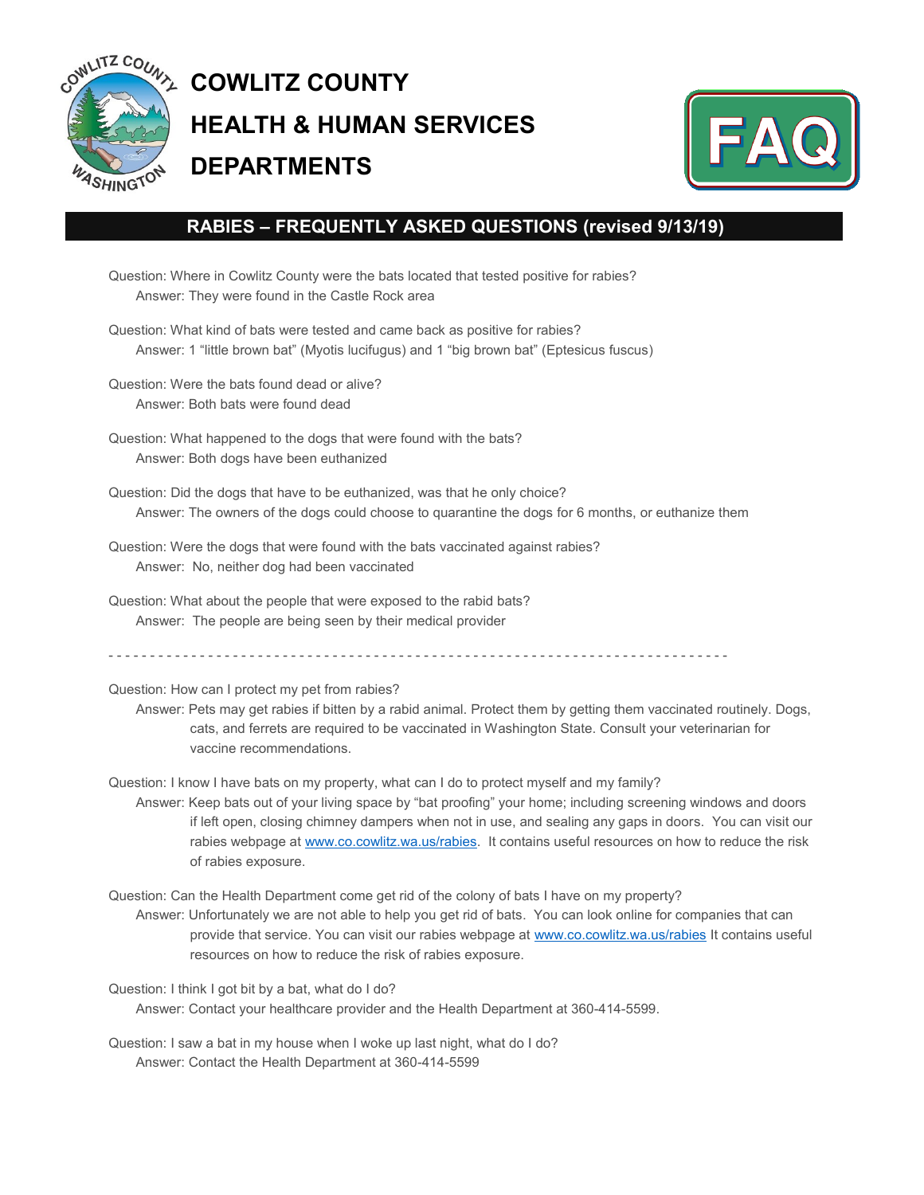# COWLITZ COUNTY
# HEALTH & HUMAN SERVICES
# DEPARTMENTS

FAQ

## RABIES – FREQUENTLY ASKED QUESTIONS (revised 9/13/19)

Question: Where in Cowlitz County were the bats located that tested positive for rabies?
    Answer: They were found in the Castle Rock area

Question: What kind of bats were tested and came back as positive for rabies?
    Answer: 1 "little brown bat" (Myotis lucifugus) and 1 "big brown bat" (Eptesicus fuscus)

Question: Were the bats found dead or alive?
    Answer: Both bats were found dead

Question: What happened to the dogs that were found with the bats?
    Answer: Both dogs have been euthanized

Question: Did the dogs that have to be euthanized, was that he only choice?
    Answer: The owners of the dogs could choose to quarantine the dogs for 6 months, or euthanize them

Question: Were the dogs that were found with the bats vaccinated against rabies?
    Answer: No, neither dog had been vaccinated

Question: What about the people that were exposed to the rabid bats?
    Answer: The people are being seen by their medical provider

- - - - - - - - - - - - - - - - - - - - - - - - - - - - - - - - - - - - - - - - - - - - - - - - - - - - - - - - - - - - - - - - - - - - - - - - - - - - -

Question: How can I protect my pet from rabies?
    Answer: Pets may get rabies if bitten by a rabid animal. Protect them by getting them vaccinated routinely. Dogs, cats, and ferrets are required to be vaccinated in Washington State. Consult your veterinarian for vaccine recommendations.

Question: I know I have bats on my property, what can I do to protect myself and my family?
    Answer: Keep bats out of your living space by "bat proofing" your home; including screening windows and doors if left open, closing chimney dampers when not in use, and sealing any gaps in doors. You can visit our rabies webpage at [www.co.cowlitz.wa.us/rabies](http://www.co.cowlitz.wa.us/rabies). It contains useful resources on how to reduce the risk of rabies exposure.

Question: Can the Health Department come get rid of the colony of bats I have on my property?
    Answer: Unfortunately we are not able to help you get rid of bats. You can look online for companies that can provide that service. You can visit our rabies webpage at [www.co.cowlitz.wa.us/rabies](http://www.co.cowlitz.wa.us/rabies) It contains useful resources on how to reduce the risk of rabies exposure.

Question: I think I got bit by a bat, what do I do?
    Answer: Contact your healthcare provider and the Health Department at 360-414-5599.

Question: I saw a bat in my house when I woke up last night, what do I do?
    Answer: Contact the Health Department at 360-414-5599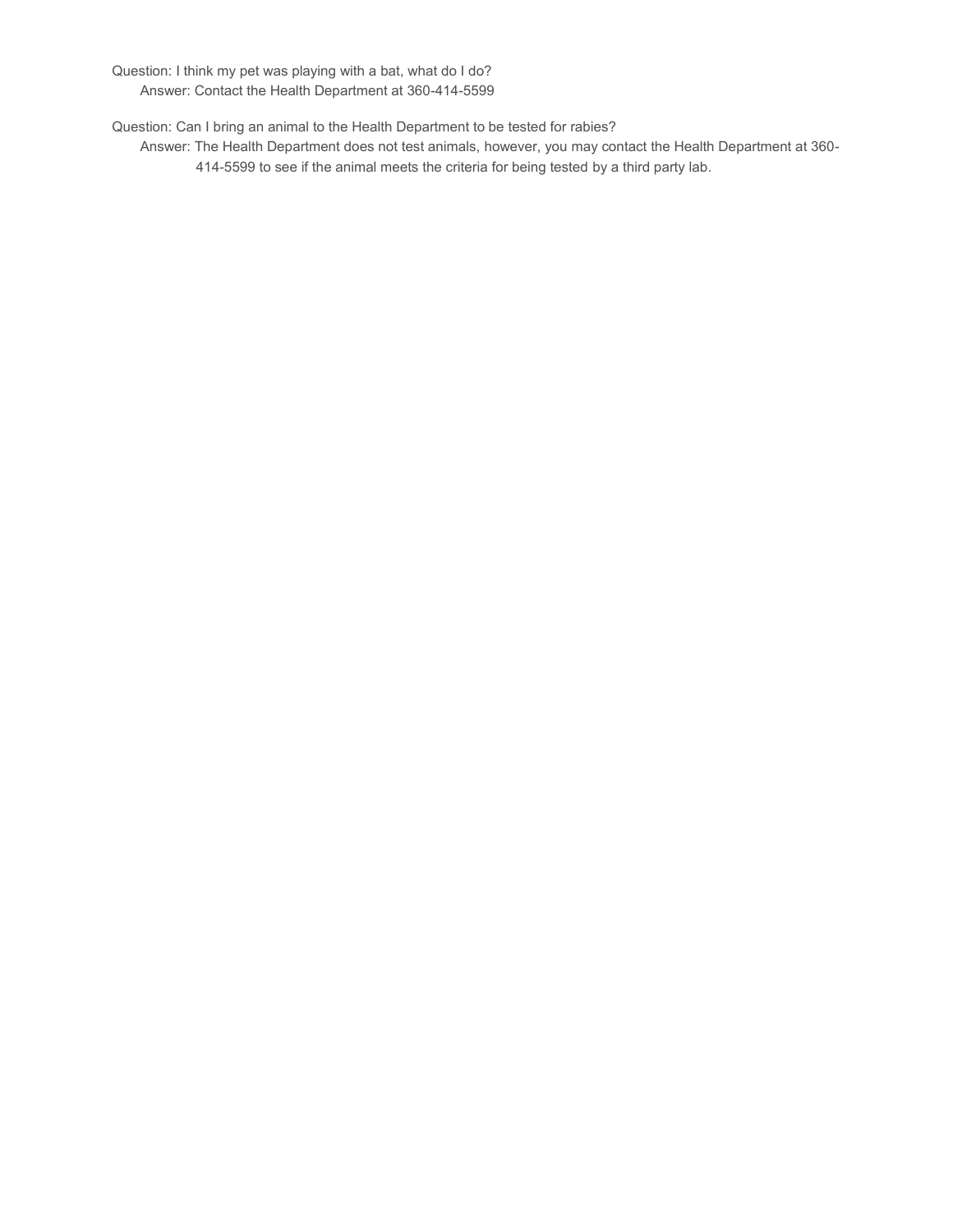Question: I think my pet was playing with a bat, what do I do?

Answer: Contact the Health Department at 360-414-5599

Question: Can I bring an animal to the Health Department to be tested for rabies?

Answer: The Health Department does not test animals, however, you may contact the Health Department at 360-414-5599 to see if the animal meets the criteria for being tested by a third party lab.